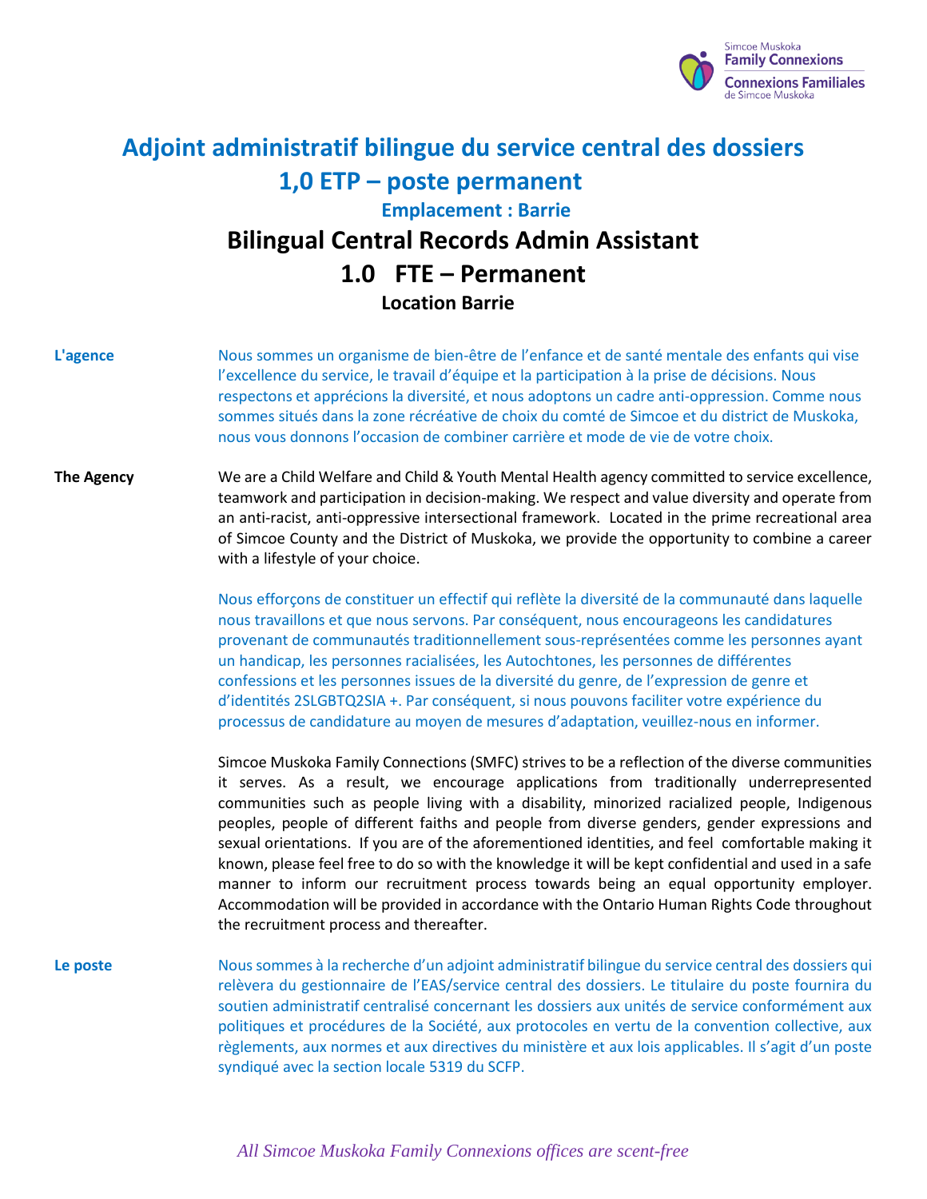# Adjoint administratif bilingue du service central des dossiers

## 1,0 ETP – poste permanent

### Emplacement : Barrie

# Bilingual Central Records Admin Assistant

## 1.0 FTE – Permanent

### Location Barrie

**L'agence**

Nous sommes un organisme de bien-être de l'enfance et de santé mentale des enfants qui vise l'excellence du service, le travail d'équipe et la participation à la prise de décisions. Nous respectons et apprécions la diversité, et nous adoptons un cadre anti-oppression. Comme nous sommes situés dans la zone récréative de choix du comté de Simcoe et du district de Muskoka, nous vous donnons l'occasion de combiner carrière et mode de vie de votre choix.

**The Agency**

We are a Child Welfare and Child & Youth Mental Health agency committed to service excellence, teamwork and participation in decision-making. We respect and value diversity and operate from an anti-racist, anti-oppressive intersectional framework. Located in the prime recreational area of Simcoe County and the District of Muskoka, we provide the opportunity to combine a career with a lifestyle of your choice.

Nous efforçons de constituer un effectif qui reflète la diversité de la communauté dans laquelle nous travaillons et que nous servons. Par conséquent, nous encourageons les candidatures provenant de communautés traditionnellement sous-représentées comme les personnes ayant un handicap, les personnes racialisées, les Autochtones, les personnes de différentes confessions et les personnes issues de la diversité du genre, de l'expression de genre et d'identités 2SLGBTQ2SIA +. Par conséquent, si nous pouvons faciliter votre expérience du processus de candidature au moyen de mesures d'adaptation, veuillez-nous en informer.

Simcoe Muskoka Family Connections (SMFC) strives to be a reflection of the diverse communities it serves. As a result, we encourage applications from traditionally underrepresented communities such as people living with a disability, minorized racialized people, Indigenous peoples, people of different faiths and people from diverse genders, gender expressions and sexual orientations. If you are of the aforementioned identities, and feel comfortable making it known, please feel free to do so with the knowledge it will be kept confidential and used in a safe manner to inform our recruitment process towards being an equal opportunity employer. Accommodation will be provided in accordance with the Ontario Human Rights Code throughout the recruitment process and thereafter.

**Le poste**

Nous sommes à la recherche d'un adjoint administratif bilingue du service central des dossiers qui relèvera du gestionnaire de l'EAS/service central des dossiers. Le titulaire du poste fournira du soutien administratif centralisé concernant les dossiers aux unités de service conformément aux politiques et procédures de la Société, aux protocoles en vertu de la convention collective, aux règlements, aux normes et aux directives du ministère et aux lois applicables. Il s'agit d'un poste syndiqué avec la section locale 5319 du SCFP.

*All Simcoe Muskoka Family Connexions offices are scent-free*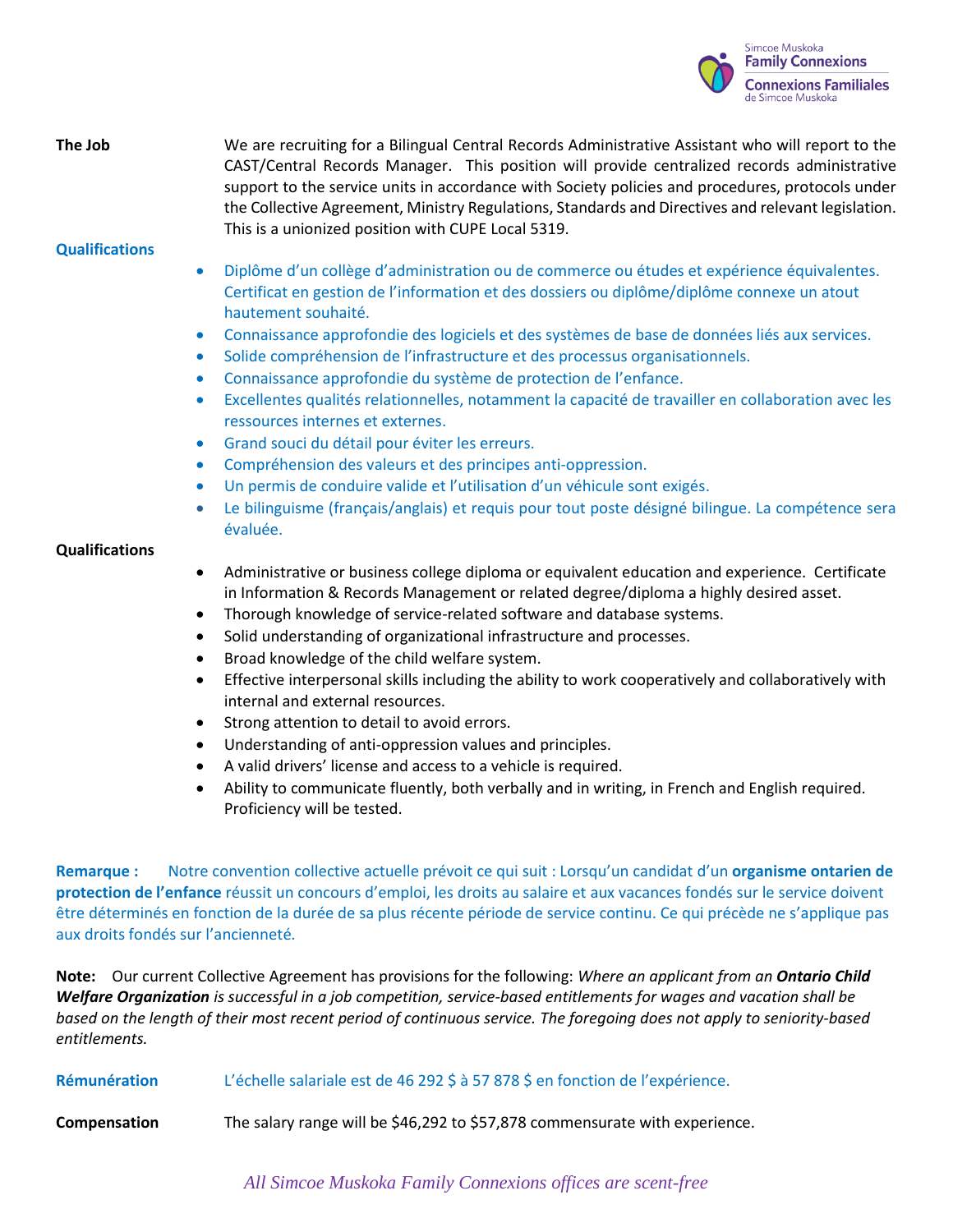**The Job** We are recruiting for a Bilingual Central Records Administrative Assistant who will report to the CAST/Central Records Manager. This position will provide centralized records administrative support to the service units in accordance with Society policies and procedures, protocols under the Collective Agreement, Ministry Regulations, Standards and Directives and relevant legislation. This is a unionized position with CUPE Local 5319.

**Qualifications**

- Diplôme d'un collège d'administration ou de commerce ou études et expérience équivalentes. Certificat en gestion de l'information et des dossiers ou diplôme/diplôme connexe un atout hautement souhaité.
- Connaissance approfondie des logiciels et des systèmes de base de données liés aux services.
- Solide compréhension de l'infrastructure et des processus organisationnels.
- Connaissance approfondie du système de protection de l'enfance.
- Excellentes qualités relationnelles, notamment la capacité de travailler en collaboration avec les ressources internes et externes.
- Grand souci du détail pour éviter les erreurs.
- Compréhension des valeurs et des principes anti-oppression.
- Un permis de conduire valide et l'utilisation d'un véhicule sont exigés.
- Le bilinguisme (français/anglais) et requis pour tout poste désigné bilingue. La compétence sera évaluée.

**Qualifications**

- Administrative or business college diploma or equivalent education and experience. Certificate in Information & Records Management or related degree/diploma a highly desired asset.
- Thorough knowledge of service-related software and database systems.
- Solid understanding of organizational infrastructure and processes.
- Broad knowledge of the child welfare system.
- Effective interpersonal skills including the ability to work cooperatively and collaboratively with internal and external resources.
- Strong attention to detail to avoid errors.
- Understanding of anti-oppression values and principles.
- A valid drivers' license and access to a vehicle is required.
- Ability to communicate fluently, both verbally and in writing, in French and English required. Proficiency will be tested.

**Remarque :** Notre convention collective actuelle prévoit ce qui suit : Lorsqu'un candidat d'un **organisme ontarien de protection de l'enfance** réussit un concours d'emploi, les droits au salaire et aux vacances fondés sur le service doivent être déterminés en fonction de la durée de sa plus récente période de service continu. Ce qui précède ne s'applique pas aux droits fondés sur l'ancienneté.

**Note:** Our current Collective Agreement has provisions for the following: *Where an applicant from an **Ontario Child Welfare Organization** is successful in a job competition, service-based entitlements for wages and vacation shall be based on the length of their most recent period of continuous service. The foregoing does not apply to seniority-based entitlements.*

**Rémunération** L'échelle salariale est de 46 292 $ à 57 878 $ en fonction de l'expérience.

**Compensation** The salary range will be $46,292 to $57,878 commensurate with experience.

*All Simcoe Muskoka Family Connexions offices are scent-free*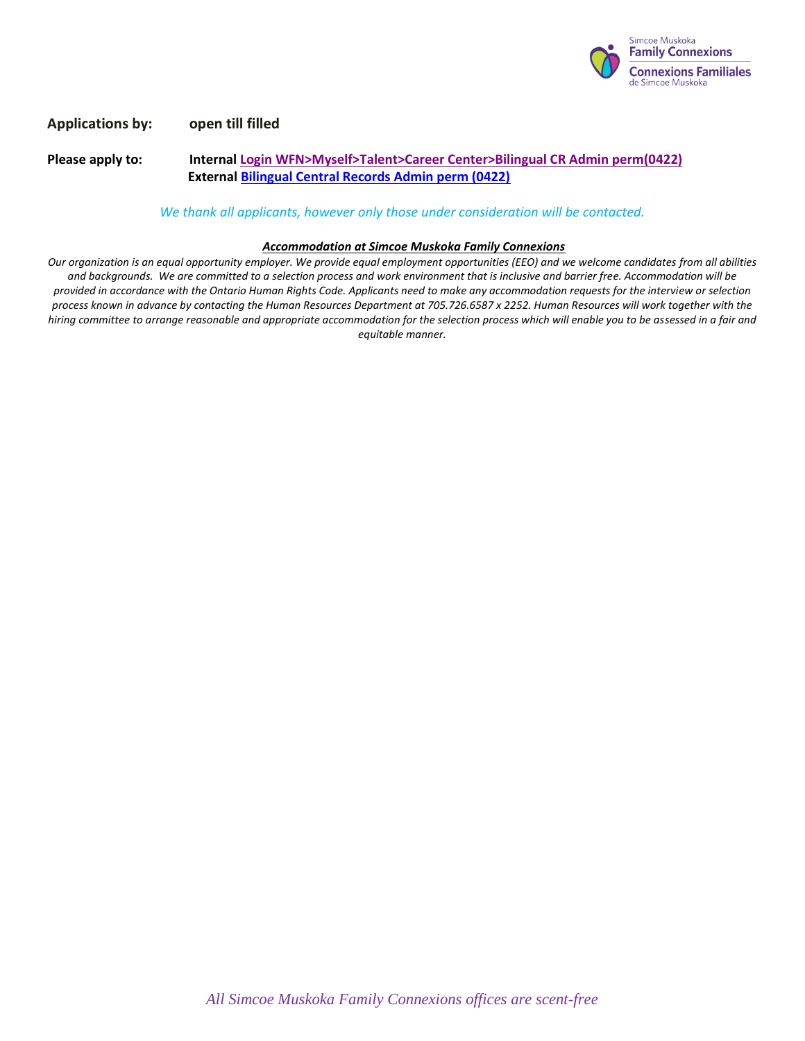**Applications by:** open till filled

**Please apply to:** Internal Login WFN>Myself>Talent>Career Center>Bilingual CR Admin perm(0422)
External Bilingual Central Records Admin perm (0422)

*We thank all applicants, however only those under consideration will be contacted.*

***Accommodation at Simcoe Muskoka Family Connexions***

*Our organization is an equal opportunity employer. We provide equal employment opportunities (EEO) and we welcome candidates from all abilities and backgrounds. We are committed to a selection process and work environment that is inclusive and barrier free. Accommodation will be provided in accordance with the Ontario Human Rights Code. Applicants need to make any accommodation requests for the interview or selection process known in advance by contacting the Human Resources Department at 705.726.6587 x 2252. Human Resources will work together with the hiring committee to arrange reasonable and appropriate accommodation for the selection process which will enable you to be assessed in a fair and equitable manner.*

*All Simcoe Muskoka Family Connexions offices are scent-free*